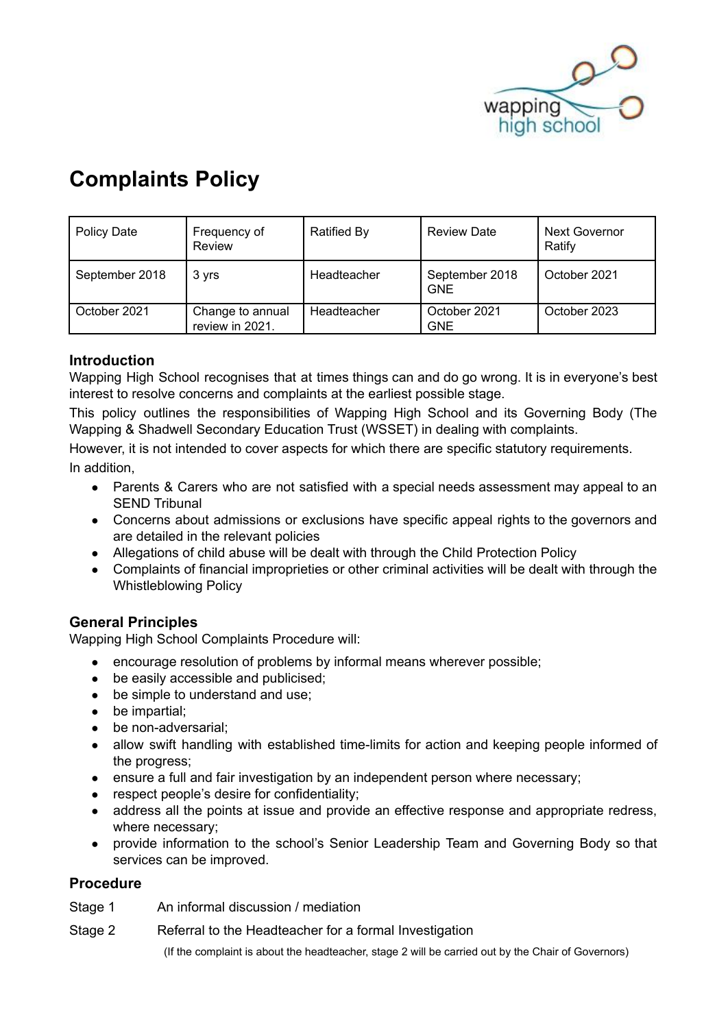# Complaints Policy

| Policy Date | Frequency of Review | Ratified By | Review Date | Next Governor Ratify |
|---|---|---|---|---|
| September 2018 | 3 yrs | Headteacher | September 2018 GNE | October 2021 |
| October 2021 | Change to annual review in 2021. | Headteacher | October 2021 GNE | October 2023 |

### Introduction

Wapping High School recognises that at times things can and do go wrong. It is in everyone's best interest to resolve concerns and complaints at the earliest possible stage.

This policy outlines the responsibilities of Wapping High School and its Governing Body (The Wapping & Shadwell Secondary Education Trust (WSSET) in dealing with complaints.

However, it is not intended to cover aspects for which there are specific statutory requirements.

In addition,

- Parents & Carers who are not satisfied with a special needs assessment may appeal to an SEND Tribunal
- Concerns about admissions or exclusions have specific appeal rights to the governors and are detailed in the relevant policies
- Allegations of child abuse will be dealt with through the Child Protection Policy
- Complaints of financial improprieties or other criminal activities will be dealt with through the Whistleblowing Policy

### General Principles

Wapping High School Complaints Procedure will:

- encourage resolution of problems by informal means wherever possible;
- be easily accessible and publicised;
- be simple to understand and use;
- be impartial;
- be non-adversarial;
- allow swift handling with established time-limits for action and keeping people informed of the progress;
- ensure a full and fair investigation by an independent person where necessary;
- respect people's desire for confidentiality;
- address all the points at issue and provide an effective response and appropriate redress, where necessary;
- provide information to the school's Senior Leadership Team and Governing Body so that services can be improved.

### Procedure

Stage 1 An informal discussion / mediation

Stage 2 Referral to the Headteacher for a formal Investigation

(If the complaint is about the headteacher, stage 2 will be carried out by the Chair of Governors)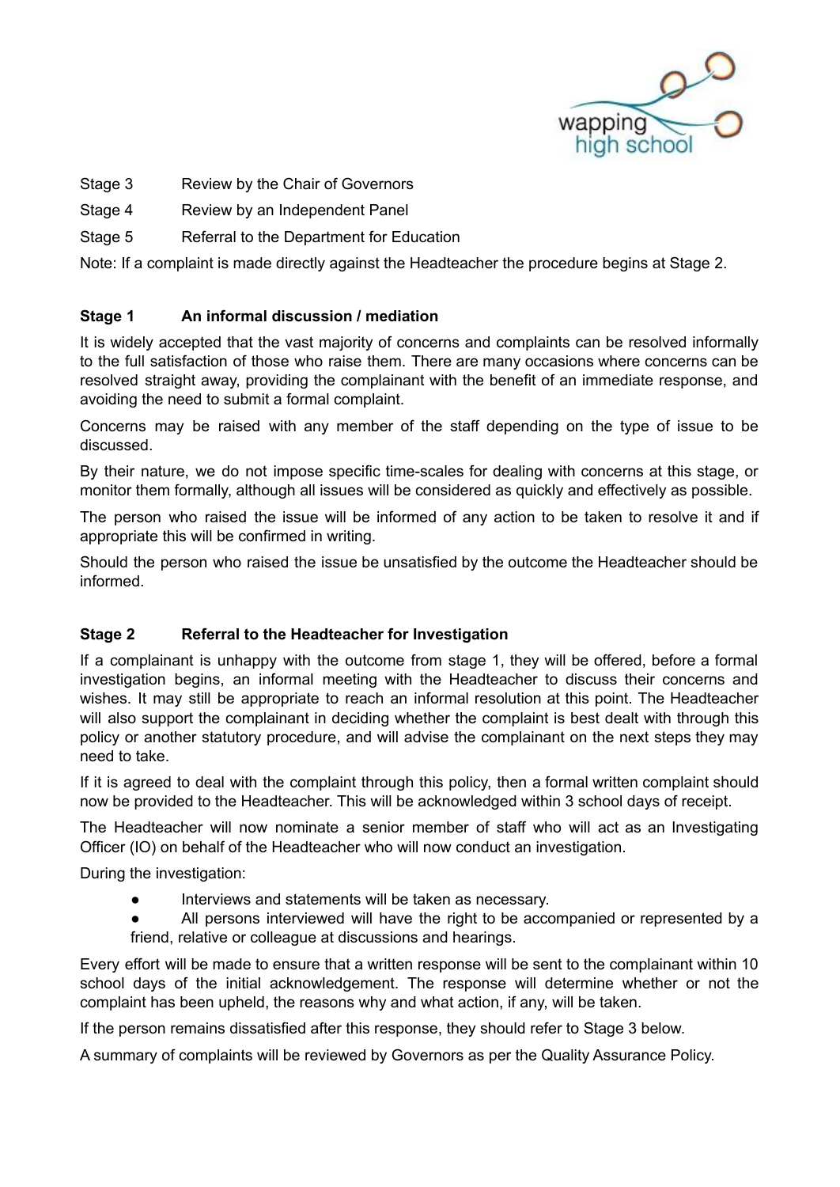Stage 3 Review by the Chair of Governors

Stage 4 Review by an Independent Panel

Stage 5 Referral to the Department for Education

Note: If a complaint is made directly against the Headteacher the procedure begins at Stage 2.

**Stage 1 An informal discussion / mediation**

It is widely accepted that the vast majority of concerns and complaints can be resolved informally to the full satisfaction of those who raise them. There are many occasions where concerns can be resolved straight away, providing the complainant with the benefit of an immediate response, and avoiding the need to submit a formal complaint.

Concerns may be raised with any member of the staff depending on the type of issue to be discussed.

By their nature, we do not impose specific time-scales for dealing with concerns at this stage, or monitor them formally, although all issues will be considered as quickly and effectively as possible.

The person who raised the issue will be informed of any action to be taken to resolve it and if appropriate this will be confirmed in writing.

Should the person who raised the issue be unsatisfied by the outcome the Headteacher should be informed.

**Stage 2 Referral to the Headteacher for Investigation**

If a complainant is unhappy with the outcome from stage 1, they will be offered, before a formal investigation begins, an informal meeting with the Headteacher to discuss their concerns and wishes. It may still be appropriate to reach an informal resolution at this point. The Headteacher will also support the complainant in deciding whether the complaint is best dealt with through this policy or another statutory procedure, and will advise the complainant on the next steps they may need to take.

If it is agreed to deal with the complaint through this policy, then a formal written complaint should now be provided to the Headteacher. This will be acknowledged within 3 school days of receipt.

The Headteacher will now nominate a senior member of staff who will act as an Investigating Officer (IO) on behalf of the Headteacher who will now conduct an investigation.

During the investigation:

- Interviews and statements will be taken as necessary.
- All persons interviewed will have the right to be accompanied or represented by a friend, relative or colleague at discussions and hearings.

Every effort will be made to ensure that a written response will be sent to the complainant within 10 school days of the initial acknowledgement. The response will determine whether or not the complaint has been upheld, the reasons why and what action, if any, will be taken.

If the person remains dissatisfied after this response, they should refer to Stage 3 below.

A summary of complaints will be reviewed by Governors as per the Quality Assurance Policy.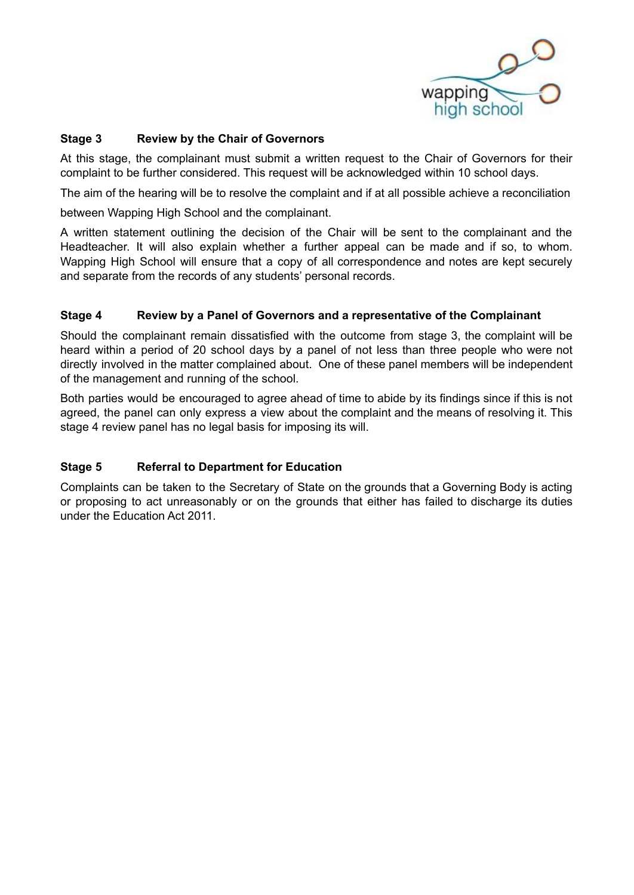### Stage 3 Review by the Chair of Governors

At this stage, the complainant must submit a written request to the Chair of Governors for their complaint to be further considered. This request will be acknowledged within 10 school days.

The aim of the hearing will be to resolve the complaint and if at all possible achieve a reconciliation between Wapping High School and the complainant.

A written statement outlining the decision of the Chair will be sent to the complainant and the Headteacher. It will also explain whether a further appeal can be made and if so, to whom. Wapping High School will ensure that a copy of all correspondence and notes are kept securely and separate from the records of any students' personal records.

### Stage 4 Review by a Panel of Governors and a representative of the Complainant

Should the complainant remain dissatisfied with the outcome from stage 3, the complaint will be heard within a period of 20 school days by a panel of not less than three people who were not directly involved in the matter complained about. One of these panel members will be independent of the management and running of the school.

Both parties would be encouraged to agree ahead of time to abide by its findings since if this is not agreed, the panel can only express a view about the complaint and the means of resolving it. This stage 4 review panel has no legal basis for imposing its will.

### Stage 5 Referral to Department for Education

Complaints can be taken to the Secretary of State on the grounds that a Governing Body is acting or proposing to act unreasonably or on the grounds that either has failed to discharge its duties under the Education Act 2011.